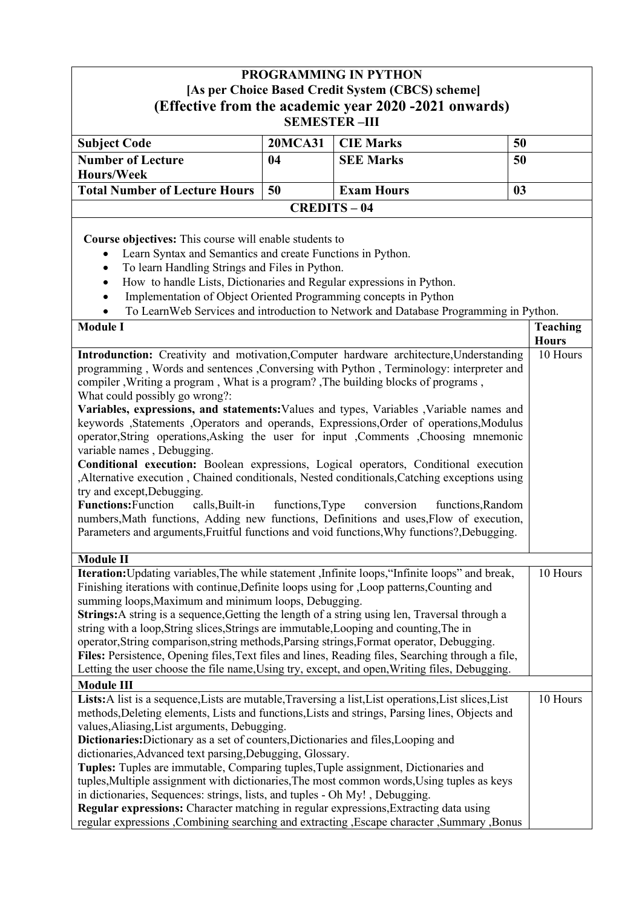# PROGRAMMING IN PYTHON

**[As per Choice Based Credit System (CBCS) scheme]**

## (Effective from the academic year 2020 -2021 onwards)

**SEMESTER –III**

| Subject Code | 20MCA31 | CIE Marks | 50 |
|---|---|---|---|
| Number of Lecture Hours/Week | 04 | SEE Marks | 50 |
| Total Number of Lecture Hours | 50 | Exam Hours | 03 |

**CREDITS – 04**

**Course objectives:** This course will enable students to

- Learn Syntax and Semantics and create Functions in Python.
- To learn Handling Strings and Files in Python.
- How to handle Lists, Dictionaries and Regular expressions in Python.
- Implementation of Object Oriented Programming concepts in Python
- To LearnWeb Services and introduction to Network and Database Programming in Python.

| Module I | Teaching Hours |
|---|---|
| **Introdunction:** Creativity and motivation,Computer hardware architecture,Understanding programming , Words and sentences ,Conversing with Python , Terminology: interpreter and compiler ,Writing a program , What is a program? ,The building blocks of programs , What could possibly go wrong?: <br> **Variables, expressions, and statements:** Values and types, Variables ,Variable names and keywords ,Statements ,Operators and operands, Expressions,Order of operations,Modulus operator,String operations,Asking the user for input ,Comments ,Choosing mnemonic variable names , Debugging. <br> **Conditional execution:** Boolean expressions, Logical operators, Conditional execution ,Alternative execution , Chained conditionals, Nested conditionals,Catching exceptions using try and except,Debugging. <br> **Functions:** Function calls,Built-in functions,Type conversion functions,Random numbers,Math functions, Adding new functions, Definitions and uses,Flow of execution, Parameters and arguments,Fruitful functions and void functions,Why functions?,Debugging. | 10 Hours |
| **Module II** | |
| **Iteration:** Updating variables,The while statement ,Infinite loops,"Infinite loops" and break, Finishing iterations with continue,Definite loops using for ,Loop patterns,Counting and summing loops,Maximum and minimum loops, Debugging. <br> **Strings:** A string is a sequence,Getting the length of a string using len, Traversal through a string with a loop,String slices,Strings are immutable,Looping and counting,The in operator,String comparison,string methods,Parsing strings,Format operator, Debugging. <br> **Files:** Persistence, Opening files,Text files and lines, Reading files, Searching through a file, Letting the user choose the file name,Using try, except, and open,Writing files, Debugging. | 10 Hours |
| **Module III** | |
| **Lists:** A list is a sequence,Lists are mutable,Traversing a list,List operations,List slices,List methods,Deleting elements, Lists and functions,Lists and strings, Parsing lines, Objects and values,Aliasing,List arguments, Debugging. <br> **Dictionaries:** Dictionary as a set of counters,Dictionaries and files,Looping and dictionaries,Advanced text parsing,Debugging, Glossary. <br> **Tuples:** Tuples are immutable, Comparing tuples,Tuple assignment, Dictionaries and tuples,Multiple assignment with dictionaries,The most common words,Using tuples as keys in dictionaries, Sequences: strings, lists, and tuples - Oh My! , Debugging. <br> **Regular expressions:** Character matching in regular expressions,Extracting data using regular expressions ,Combining searching and extracting ,Escape character ,Summary ,Bonus | 10 Hours |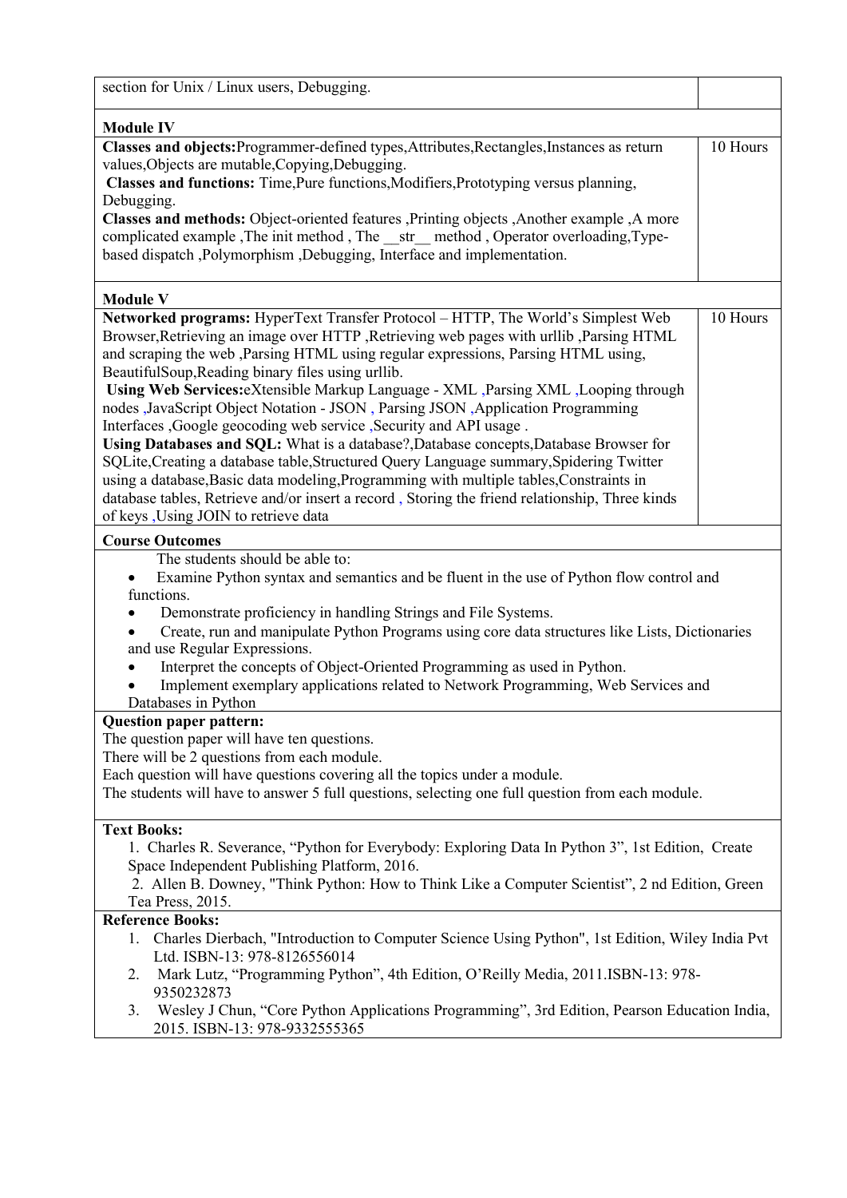| | |
|---|---|
| section for Unix / Linux users, Debugging. | |
| **Module IV** | |
| **Classes and objects:** Programmer-defined types, Attributes, Rectangles, Instances as return values, Objects are mutable, Copying, Debugging. **Classes and functions:** Time, Pure functions, Modifiers, Prototyping versus planning, Debugging. **Classes and methods:** Object-oriented features, Printing objects, Another example, A more complicated example, The init method, The __str__ method, Operator overloading, Type-based dispatch, Polymorphism, Debugging, Interface and implementation. | 10 Hours |
| **Module V** | |
| **Networked programs:** HyperText Transfer Protocol – HTTP, The World's Simplest Web Browser, Retrieving an image over HTTP, Retrieving web pages with urllib, Parsing HTML and scraping the web, Parsing HTML using regular expressions, Parsing HTML using, BeautifulSoup, Reading binary files using urllib. **Using Web Services:** eXtensible Markup Language - XML, Parsing XML, Looping through nodes, JavaScript Object Notation - JSON, Parsing JSON, Application Programming Interfaces, Google geocoding web service, Security and API usage. **Using Databases and SQL:** What is a database?, Database concepts, Database Browser for SQLite, Creating a database table, Structured Query Language summary, Spidering Twitter using a database, Basic data modeling, Programming with multiple tables, Constraints in database tables, Retrieve and/or insert a record, Storing the friend relationship, Three kinds of keys, Using JOIN to retrieve data | 10 Hours |

**Course Outcomes**

The students should be able to:

- Examine Python syntax and semantics and be fluent in the use of Python flow control and functions.
- Demonstrate proficiency in handling Strings and File Systems.
- Create, run and manipulate Python Programs using core data structures like Lists, Dictionaries and use Regular Expressions.
- Interpret the concepts of Object-Oriented Programming as used in Python.
- Implement exemplary applications related to Network Programming, Web Services and Databases in Python

**Question paper pattern:**

The question paper will have ten questions.
There will be 2 questions from each module.
Each question will have questions covering all the topics under a module.
The students will have to answer 5 full questions, selecting one full question from each module.

**Text Books:**

1. Charles R. Severance, "Python for Everybody: Exploring Data In Python 3", 1st Edition, Create Space Independent Publishing Platform, 2016.
2. Allen B. Downey, "Think Python: How to Think Like a Computer Scientist", 2 nd Edition, Green Tea Press, 2015.

**Reference Books:**

1. Charles Dierbach, "Introduction to Computer Science Using Python", 1st Edition, Wiley India Pvt Ltd. ISBN-13: 978-8126556014
2. Mark Lutz, "Programming Python", 4th Edition, O'Reilly Media, 2011.ISBN-13: 978-9350232873
3. Wesley J Chun, "Core Python Applications Programming", 3rd Edition, Pearson Education India, 2015. ISBN-13: 978-9332555365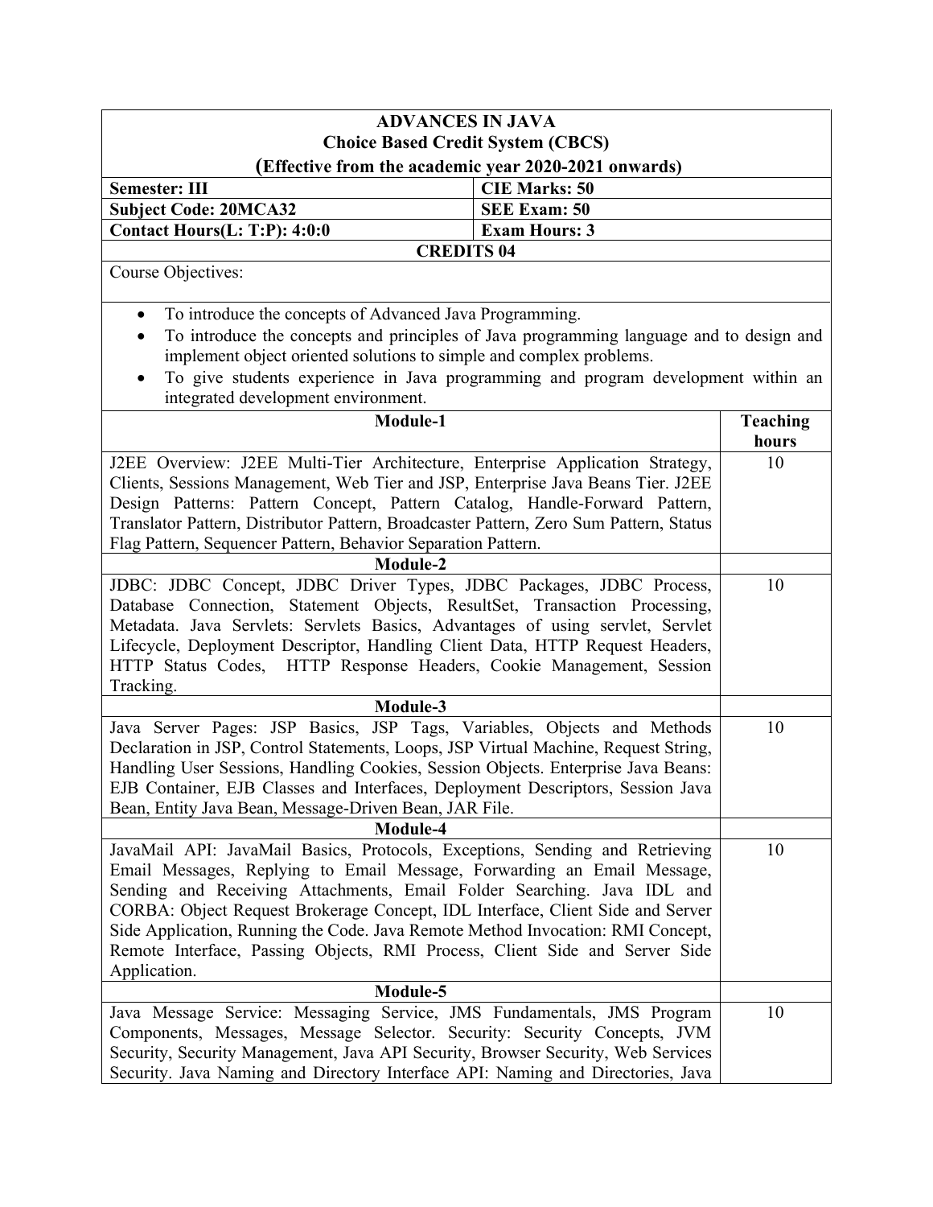## ADVANCES IN JAVA
### Choice Based Credit System (CBCS)
### (Effective from the academic year 2020-2021 onwards)

| | |
|---|---|
| **Semester: III** | **CIE Marks: 50** |
| **Subject Code: 20MCA32** | **SEE Exam: 50** |
| **Contact Hours(L: T:P): 4:0:0** | **Exam Hours: 3** |

**CREDITS 04**

Course Objectives:

- To introduce the concepts of Advanced Java Programming.
- To introduce the concepts and principles of Java programming language and to design and implement object oriented solutions to simple and complex problems.
- To give students experience in Java programming and program development within an integrated development environment.

| Module-1 | Teaching hours |
|---|---|
| J2EE Overview: J2EE Multi-Tier Architecture, Enterprise Application Strategy, Clients, Sessions Management, Web Tier and JSP, Enterprise Java Beans Tier. J2EE Design Patterns: Pattern Concept, Pattern Catalog, Handle-Forward Pattern, Translator Pattern, Distributor Pattern, Broadcaster Pattern, Zero Sum Pattern, Status Flag Pattern, Sequencer Pattern, Behavior Separation Pattern. | 10 |
| **Module-2** | |
| JDBC: JDBC Concept, JDBC Driver Types, JDBC Packages, JDBC Process, Database Connection, Statement Objects, ResultSet, Transaction Processing, Metadata. Java Servlets: Servlets Basics, Advantages of using servlet, Servlet Lifecycle, Deployment Descriptor, Handling Client Data, HTTP Request Headers, HTTP Status Codes, HTTP Response Headers, Cookie Management, Session Tracking. | 10 |
| **Module-3** | |
| Java Server Pages: JSP Basics, JSP Tags, Variables, Objects and Methods Declaration in JSP, Control Statements, Loops, JSP Virtual Machine, Request String, Handling User Sessions, Handling Cookies, Session Objects. Enterprise Java Beans: EJB Container, EJB Classes and Interfaces, Deployment Descriptors, Session Java Bean, Entity Java Bean, Message-Driven Bean, JAR File. | 10 |
| **Module-4** | |
| JavaMail API: JavaMail Basics, Protocols, Exceptions, Sending and Retrieving Email Messages, Replying to Email Message, Forwarding an Email Message, Sending and Receiving Attachments, Email Folder Searching. Java IDL and CORBA: Object Request Brokerage Concept, IDL Interface, Client Side and Server Side Application, Running the Code. Java Remote Method Invocation: RMI Concept, Remote Interface, Passing Objects, RMI Process, Client Side and Server Side Application. | 10 |
| **Module-5** | |
| Java Message Service: Messaging Service, JMS Fundamentals, JMS Program Components, Messages, Message Selector. Security: Security Concepts, JVM Security, Security Management, Java API Security, Browser Security, Web Services Security. Java Naming and Directory Interface API: Naming and Directories, Java | 10 |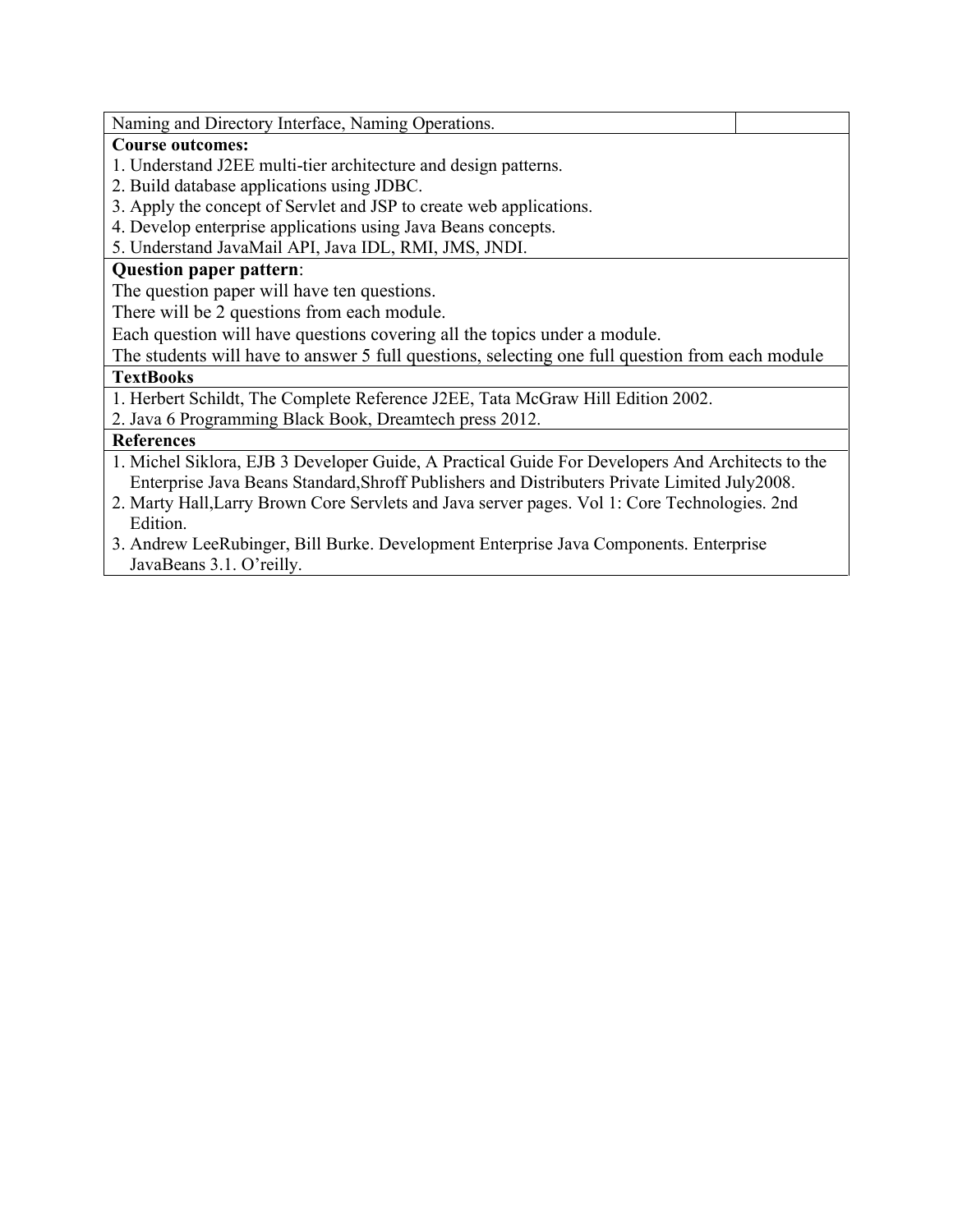| Naming and Directory Interface, Naming Operations. | |
|---|---|

**Course outcomes:**

1. Understand J2EE multi-tier architecture and design patterns.
2. Build database applications using JDBC.
3. Apply the concept of Servlet and JSP to create web applications.
4. Develop enterprise applications using Java Beans concepts.
5. Understand JavaMail API, Java IDL, RMI, JMS, JNDI.

**Question paper pattern**:

The question paper will have ten questions.

There will be 2 questions from each module.

Each question will have questions covering all the topics under a module.

The students will have to answer 5 full questions, selecting one full question from each module

**TextBooks**

1. Herbert Schildt, The Complete Reference J2EE, Tata McGraw Hill Edition 2002.
2. Java 6 Programming Black Book, Dreamtech press 2012.

**References**

1. Michel Siklora, EJB 3 Developer Guide, A Practical Guide For Developers And Architects to the Enterprise Java Beans Standard,Shroff Publishers and Distributers Private Limited July2008.
2. Marty Hall,Larry Brown Core Servlets and Java server pages. Vol 1: Core Technologies. 2nd Edition.
3. Andrew LeeRubinger, Bill Burke. Development Enterprise Java Components. Enterprise JavaBeans 3.1. O'reilly.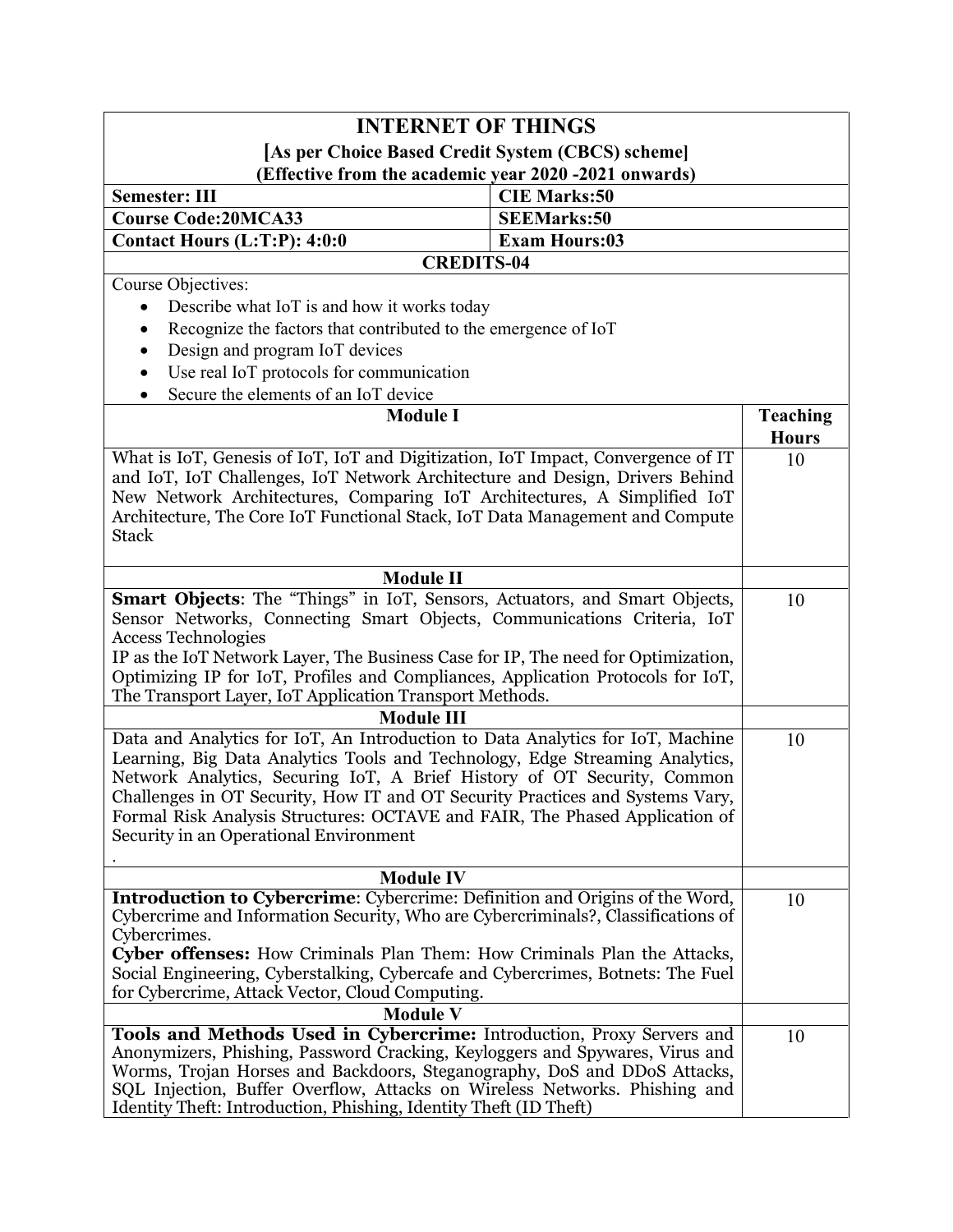# INTERNET OF THINGS

**[As per Choice Based Credit System (CBCS) scheme]**
**(Effective from the academic year 2020 -2021 onwards)**

| | |
|---|---|
| **Semester: III** | **CIE Marks:50** |
| **Course Code:20MCA33** | **SEEMarks:50** |
| **Contact Hours (L:T:P): 4:0:0** | **Exam Hours:03** |

**CREDITS-04**

Course Objectives:

- Describe what IoT is and how it works today
- Recognize the factors that contributed to the emergence of IoT
- Design and program IoT devices
- Use real IoT protocols for communication
- Secure the elements of an IoT device

| Module I | Teaching Hours |
|---|---|
| What is IoT, Genesis of IoT, IoT and Digitization, IoT Impact, Convergence of IT and IoT, IoT Challenges, IoT Network Architecture and Design, Drivers Behind New Network Architectures, Comparing IoT Architectures, A Simplified IoT Architecture, The Core IoT Functional Stack, IoT Data Management and Compute Stack | 10 |
| **Module II** | |
| **Smart Objects**: The "Things" in IoT, Sensors, Actuators, and Smart Objects, Sensor Networks, Connecting Smart Objects, Communications Criteria, IoT Access Technologies<br>IP as the IoT Network Layer, The Business Case for IP, The need for Optimization, Optimizing IP for IoT, Profiles and Compliances, Application Protocols for IoT, The Transport Layer, IoT Application Transport Methods. | 10 |
| **Module III** | |
| Data and Analytics for IoT, An Introduction to Data Analytics for IoT, Machine Learning, Big Data Analytics Tools and Technology, Edge Streaming Analytics, Network Analytics, Securing IoT, A Brief History of OT Security, Common Challenges in OT Security, How IT and OT Security Practices and Systems Vary, Formal Risk Analysis Structures: OCTAVE and FAIR, The Phased Application of Security in an Operational Environment<br>. | 10 |
| **Module IV** | |
| **Introduction to Cybercrime**: Cybercrime: Definition and Origins of the Word, Cybercrime and Information Security, Who are Cybercriminals?, Classifications of Cybercrimes.<br>**Cyber offenses:** How Criminals Plan Them: How Criminals Plan the Attacks, Social Engineering, Cyberstalking, Cybercafe and Cybercrimes, Botnets: The Fuel for Cybercrime, Attack Vector, Cloud Computing. | 10 |
| **Module V** | |
| **Tools and Methods Used in Cybercrime:** Introduction, Proxy Servers and Anonymizers, Phishing, Password Cracking, Keyloggers and Spywares, Virus and Worms, Trojan Horses and Backdoors, Steganography, DoS and DDoS Attacks, SQL Injection, Buffer Overflow, Attacks on Wireless Networks. Phishing and Identity Theft: Introduction, Phishing, Identity Theft (ID Theft) | 10 |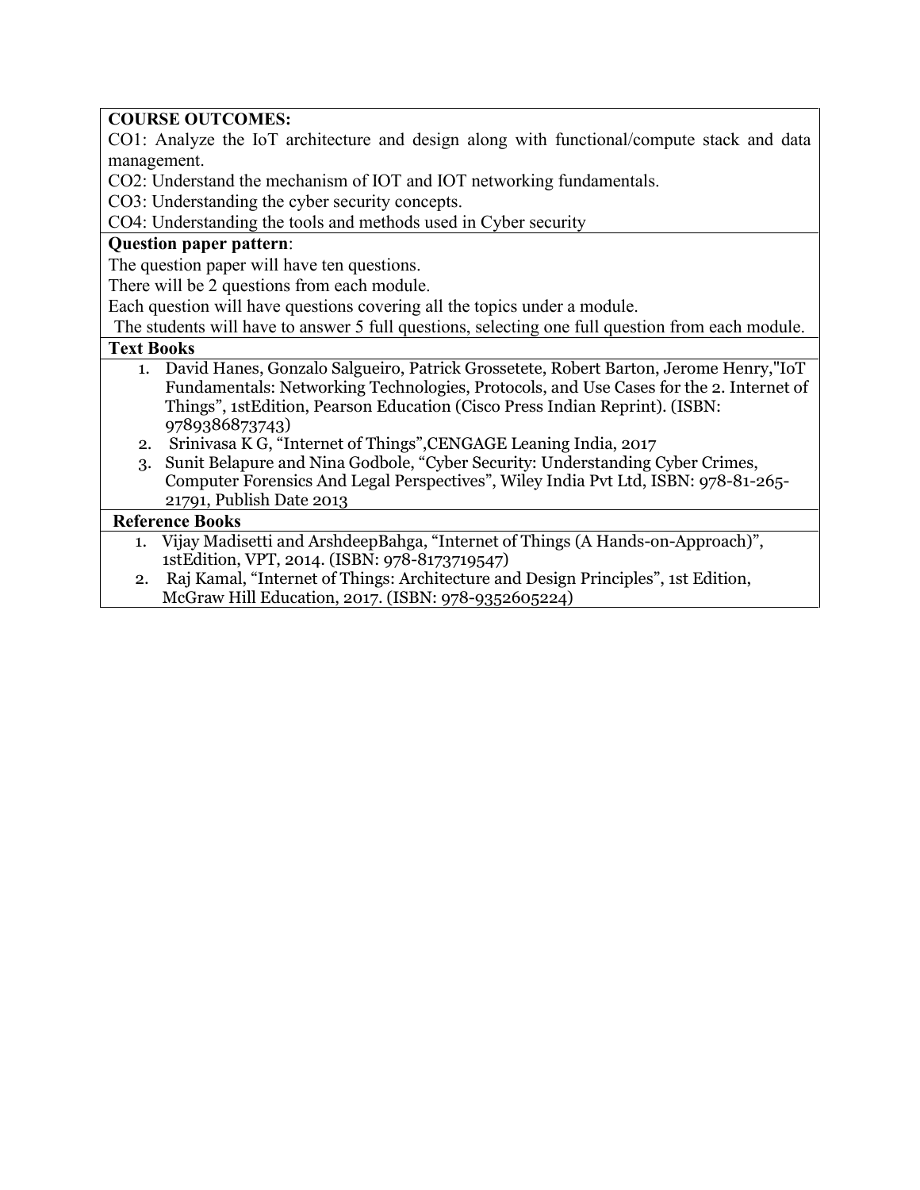**COURSE OUTCOMES:**

CO1: Analyze the IoT architecture and design along with functional/compute stack and data management.

CO2: Understand the mechanism of IOT and IOT networking fundamentals.

CO3: Understanding the cyber security concepts.

CO4: Understanding the tools and methods used in Cyber security

**Question paper pattern**:

The question paper will have ten questions.

There will be 2 questions from each module.

Each question will have questions covering all the topics under a module.

The students will have to answer 5 full questions, selecting one full question from each module.

**Text Books**

1. David Hanes, Gonzalo Salgueiro, Patrick Grossetete, Robert Barton, Jerome Henry,"IoT Fundamentals: Networking Technologies, Protocols, and Use Cases for the 2. Internet of Things", 1stEdition, Pearson Education (Cisco Press Indian Reprint). (ISBN: 9789386873743)
2. Srinivasa K G, "Internet of Things",CENGAGE Leaning India, 2017
3. Sunit Belapure and Nina Godbole, "Cyber Security: Understanding Cyber Crimes, Computer Forensics And Legal Perspectives", Wiley India Pvt Ltd, ISBN: 978-81-265-21791, Publish Date 2013

**Reference Books**

1. Vijay Madisetti and ArshdeepBahga, "Internet of Things (A Hands-on-Approach)", 1stEdition, VPT, 2014. (ISBN: 978-8173719547)
2. Raj Kamal, "Internet of Things: Architecture and Design Principles", 1st Edition, McGraw Hill Education, 2017. (ISBN: 978-9352605224)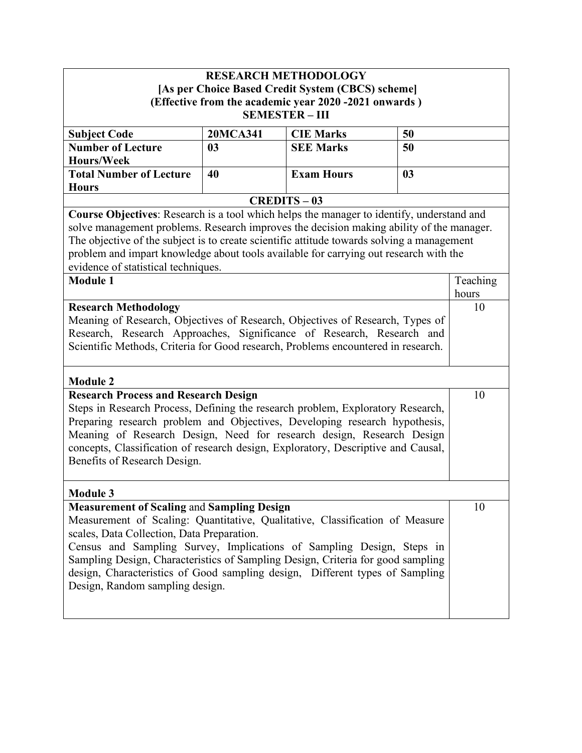# RESEARCH METHODOLOGY

**[As per Choice Based Credit System (CBCS) scheme]**

**(Effective from the academic year 2020 -2021 onwards )**

**SEMESTER – III**

| | | | |
|---|---|---|---|
| **Subject Code** | **20MCA341** | **CIE Marks** | **50** |
| **Number of Lecture Hours/Week** | **03** | **SEE Marks** | **50** |
| **Total Number of Lecture Hours** | **40** | **Exam Hours** | **03** |

**CREDITS – 03**

**Course Objectives**: Research is a tool which helps the manager to identify, understand and solve management problems. Research improves the decision making ability of the manager. The objective of the subject is to create scientific attitude towards solving a management problem and impart knowledge about tools available for carrying out research with the evidence of statistical techniques.

| **Module 1** | Teaching hours |
|---|---|
| **Research Methodology**<br>Meaning of Research, Objectives of Research, Objectives of Research, Types of Research, Research Approaches, Significance of Research, Research and Scientific Methods, Criteria for Good research, Problems encountered in research. | 10 |
| **Module 2** | |
| **Research Process and Research Design**<br>Steps in Research Process, Defining the research problem, Exploratory Research, Preparing research problem and Objectives, Developing research hypothesis, Meaning of Research Design, Need for research design, Research Design concepts, Classification of research design, Exploratory, Descriptive and Causal, Benefits of Research Design. | 10 |
| **Module 3** | |
| **Measurement of Scaling** and **Sampling Design**<br>Measurement of Scaling: Quantitative, Qualitative, Classification of Measure scales, Data Collection, Data Preparation.<br>Census and Sampling Survey, Implications of Sampling Design, Steps in Sampling Design, Characteristics of Sampling Design, Criteria for good sampling design, Characteristics of Good sampling design, Different types of Sampling Design, Random sampling design. | 10 |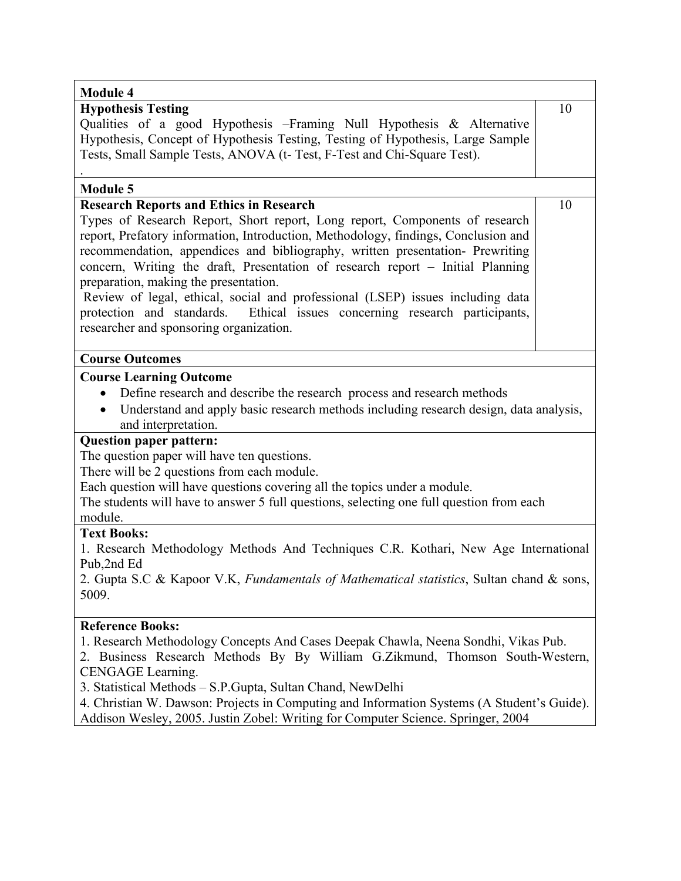| Module 4 | |
|---|---|
| **Hypothesis Testing**<br>Qualities of a good Hypothesis –Framing Null Hypothesis & Alternative Hypothesis, Concept of Hypothesis Testing, Testing of Hypothesis, Large Sample Tests, Small Sample Tests, ANOVA (t- Test, F-Test and Chi-Square Test).<br>. | 10 |
| **Module 5** | |
| **Research Reports and Ethics in Research**<br>Types of Research Report, Short report, Long report, Components of research report, Prefatory information, Introduction, Methodology, findings, Conclusion and recommendation, appendices and bibliography, written presentation- Prewriting concern, Writing the draft, Presentation of research report – Initial Planning preparation, making the presentation.<br>Review of legal, ethical, social and professional (LSEP) issues including data protection and standards. Ethical issues concerning research participants, researcher and sponsoring organization. | 10 |

**Course Outcomes**

**Course Learning Outcome**

- Define research and describe the research process and research methods
- Understand and apply basic research methods including research design, data analysis, and interpretation.

**Question paper pattern:**

The question paper will have ten questions.
There will be 2 questions from each module.
Each question will have questions covering all the topics under a module.
The students will have to answer 5 full questions, selecting one full question from each module.

**Text Books:**

1. Research Methodology Methods And Techniques C.R. Kothari, New Age International Pub,2nd Ed
2. Gupta S.C & Kapoor V.K, *Fundamentals of Mathematical statistics*, Sultan chand & sons, 5009.

**Reference Books:**

1. Research Methodology Concepts And Cases Deepak Chawla, Neena Sondhi, Vikas Pub.
2. Business Research Methods By By William G.Zikmund, Thomson South-Western, CENGAGE Learning.
3. Statistical Methods – S.P.Gupta, Sultan Chand, NewDelhi
4. Christian W. Dawson: Projects in Computing and Information Systems (A Student's Guide). Addison Wesley, 2005. Justin Zobel: Writing for Computer Science. Springer, 2004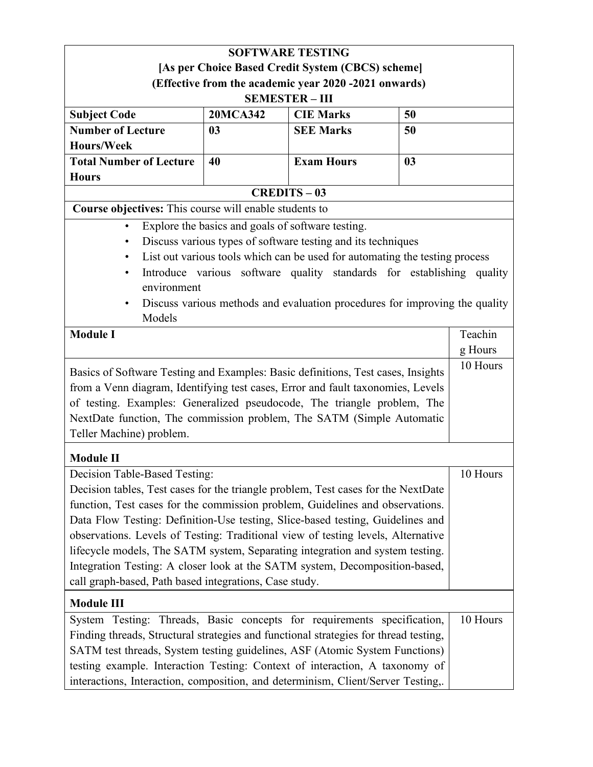## SOFTWARE TESTING

**[As per Choice Based Credit System (CBCS) scheme]**

**(Effective from the academic year 2020 -2021 onwards)**

**SEMESTER – III**

| | | | |
|---|---|---|---|
| **Subject Code** | **20MCA342** | **CIE Marks** | **50** |
| **Number of Lecture Hours/Week** | **03** | **SEE Marks** | **50** |
| **Total Number of Lecture Hours** | **40** | **Exam Hours** | **03** |

**CREDITS – 03**

**Course objectives:** This course will enable students to

- Explore the basics and goals of software testing.
- Discuss various types of software testing and its techniques
- List out various tools which can be used for automating the testing process
- Introduce various software quality standards for establishing quality environment
- Discuss various methods and evaluation procedures for improving the quality Models

| **Module I** | Teaching Hours |
|---|---|
| Basics of Software Testing and Examples: Basic definitions, Test cases, Insights from a Venn diagram, Identifying test cases, Error and fault taxonomies, Levels of testing. Examples: Generalized pseudocode, The triangle problem, The NextDate function, The commission problem, The SATM (Simple Automatic Teller Machine) problem. | 10 Hours |
| **Module II** | |
| Decision Table-Based Testing: Decision tables, Test cases for the triangle problem, Test cases for the NextDate function, Test cases for the commission problem, Guidelines and observations. Data Flow Testing: Definition-Use testing, Slice-based testing, Guidelines and observations. Levels of Testing: Traditional view of testing levels, Alternative lifecycle models, The SATM system, Separating integration and system testing. Integration Testing: A closer look at the SATM system, Decomposition-based, call graph-based, Path based integrations, Case study. | 10 Hours |
| **Module III** | |
| System Testing: Threads, Basic concepts for requirements specification, Finding threads, Structural strategies and functional strategies for thread testing, SATM test threads, System testing guidelines, ASF (Atomic System Functions) testing example. Interaction Testing: Context of interaction, A taxonomy of interactions, Interaction, composition, and determinism, Client/Server Testing,. | 10 Hours |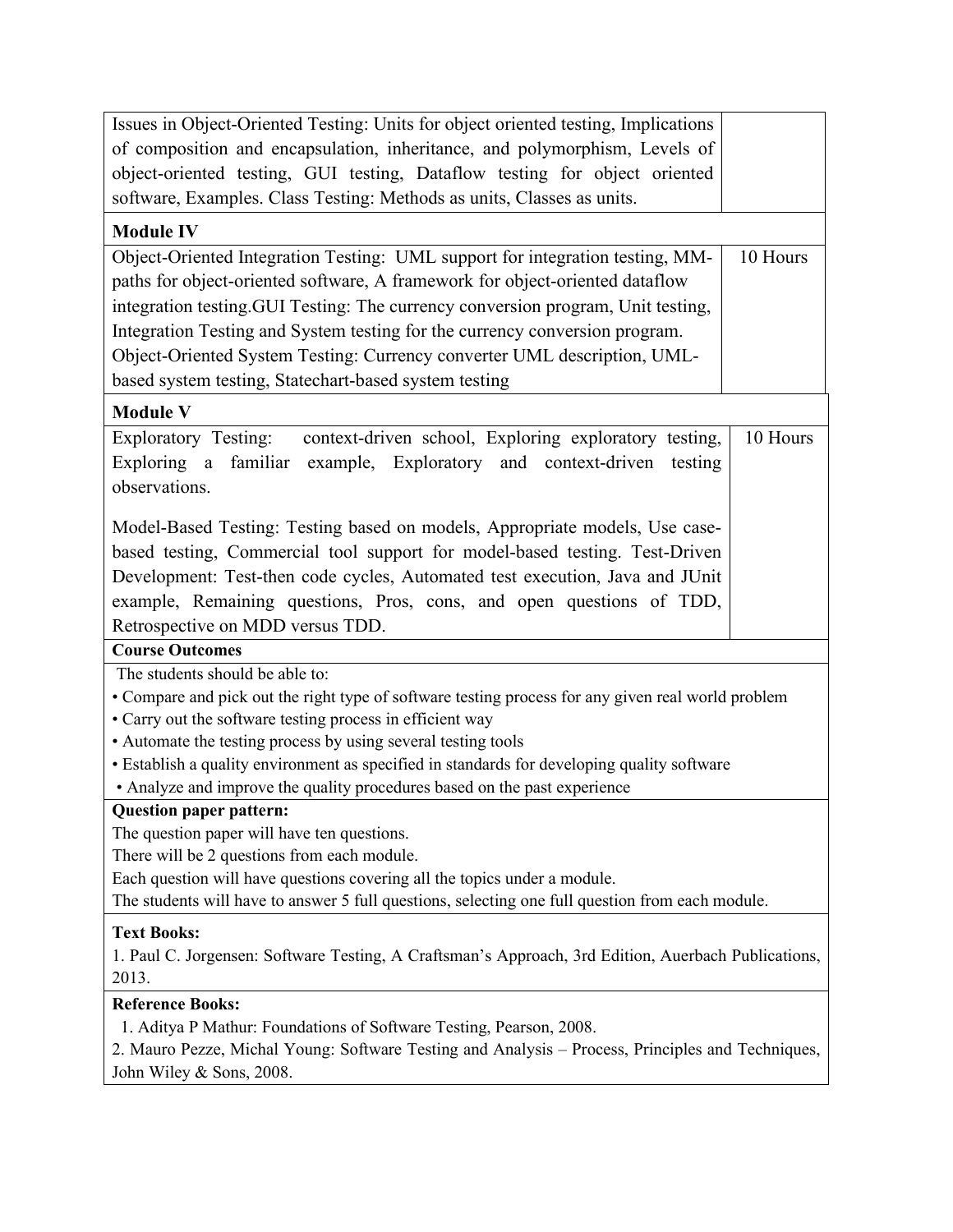| | |
|---|---|
| Issues in Object-Oriented Testing: Units for object oriented testing, Implications of composition and encapsulation, inheritance, and polymorphism, Levels of object-oriented testing, GUI testing, Dataflow testing for object oriented software, Examples. Class Testing: Methods as units, Classes as units. | |
| **Module IV** | |
| Object-Oriented Integration Testing: UML support for integration testing, MM-paths for object-oriented software, A framework for object-oriented dataflow integration testing.GUI Testing: The currency conversion program, Unit testing, Integration Testing and System testing for the currency conversion program. Object-Oriented System Testing: Currency converter UML description, UML-based system testing, Statechart-based system testing | 10 Hours |
| **Module V** | |
| Exploratory Testing: context-driven school, Exploring exploratory testing, Exploring a familiar example, Exploratory and context-driven testing observations.<br><br>Model-Based Testing: Testing based on models, Appropriate models, Use case-based testing, Commercial tool support for model-based testing. Test-Driven Development: Test-then code cycles, Automated test execution, Java and JUnit example, Remaining questions, Pros, cons, and open questions of TDD, Retrospective on MDD versus TDD. | 10 Hours |

**Course Outcomes**

The students should be able to:

- Compare and pick out the right type of software testing process for any given real world problem
- Carry out the software testing process in efficient way
- Automate the testing process by using several testing tools
- Establish a quality environment as specified in standards for developing quality software
- Analyze and improve the quality procedures based on the past experience

**Question paper pattern:**

The question paper will have ten questions.
There will be 2 questions from each module.
Each question will have questions covering all the topics under a module.
The students will have to answer 5 full questions, selecting one full question from each module.

**Text Books:**

1. Paul C. Jorgensen: Software Testing, A Craftsman's Approach, 3rd Edition, Auerbach Publications, 2013.

**Reference Books:**

1. Aditya P Mathur: Foundations of Software Testing, Pearson, 2008.
2. Mauro Pezze, Michal Young: Software Testing and Analysis – Process, Principles and Techniques, John Wiley & Sons, 2008.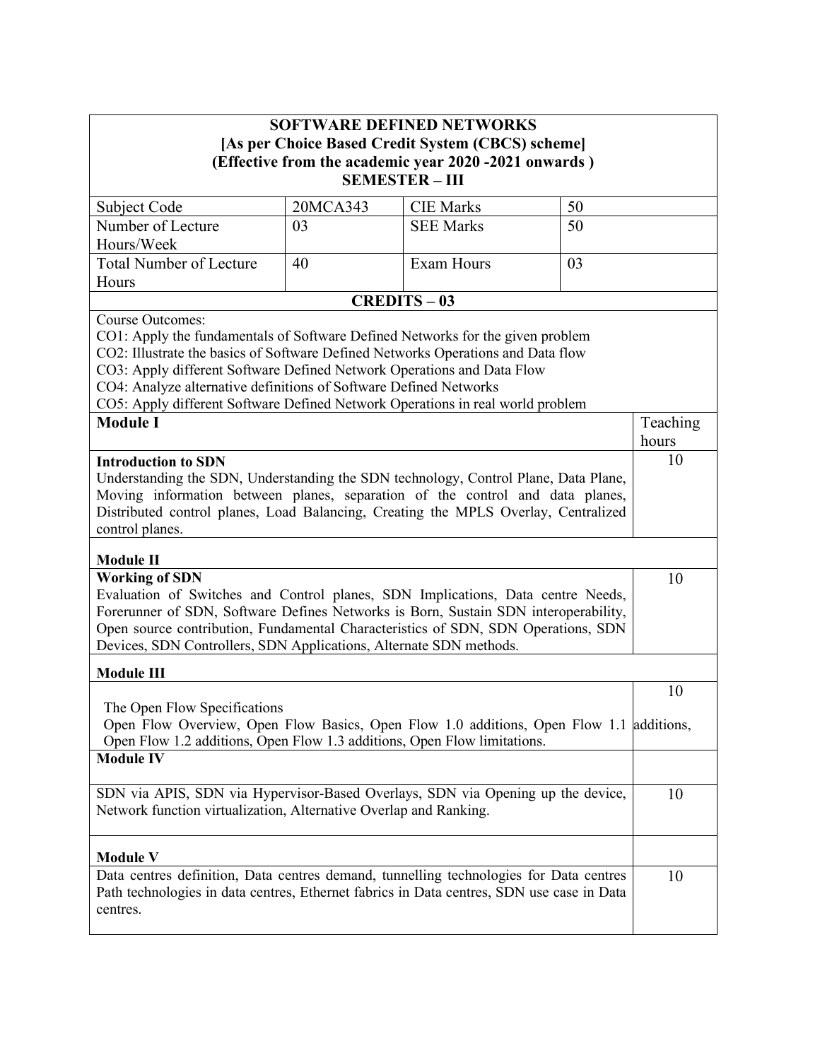# SOFTWARE DEFINED NETWORKS

**[As per Choice Based Credit System (CBCS) scheme]**
**(Effective from the academic year 2020 -2021 onwards )**
**SEMESTER – III**

| Subject Code | 20MCA343 | CIE Marks | 50 |
|---|---|---|---|
| Number of Lecture Hours/Week | 03 | SEE Marks | 50 |
| Total Number of Lecture Hours | 40 | Exam Hours | 03 |

**CREDITS – 03**

Course Outcomes:

CO1: Apply the fundamentals of Software Defined Networks for the given problem
CO2: Illustrate the basics of Software Defined Networks Operations and Data flow
CO3: Apply different Software Defined Network Operations and Data Flow
CO4: Analyze alternative definitions of Software Defined Networks
CO5: Apply different Software Defined Network Operations in real world problem

| Module | Teaching hours |
|---|---|
| **Module I** | |
| **Introduction to SDN**<br>Understanding the SDN, Understanding the SDN technology, Control Plane, Data Plane, Moving information between planes, separation of the control and data planes, Distributed control planes, Load Balancing, Creating the MPLS Overlay, Centralized control planes. | 10 |
| **Module II** | |
| **Working of SDN**<br>Evaluation of Switches and Control planes, SDN Implications, Data centre Needs, Forerunner of SDN, Software Defines Networks is Born, Sustain SDN interoperability, Open source contribution, Fundamental Characteristics of SDN, SDN Operations, SDN Devices, SDN Controllers, SDN Applications, Alternate SDN methods. | 10 |
| **Module III** | |
| The Open Flow Specifications<br>Open Flow Overview, Open Flow Basics, Open Flow 1.0 additions, Open Flow 1.1 additions, Open Flow 1.2 additions, Open Flow 1.3 additions, Open Flow limitations. | 10 |
| **Module IV** | |
| SDN via APIS, SDN via Hypervisor-Based Overlays, SDN via Opening up the device, Network function virtualization, Alternative Overlap and Ranking. | 10 |
| **Module V** | |
| Data centres definition, Data centres demand, tunnelling technologies for Data centres Path technologies in data centres, Ethernet fabrics in Data centres, SDN use case in Data centres. | 10 |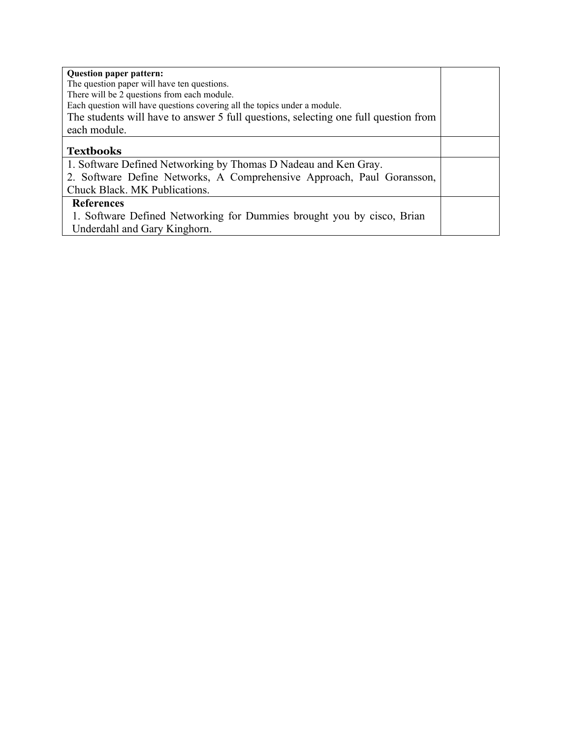| | |
|---|---|
| **Question paper pattern:**<br>The question paper will have ten questions.<br>There will be 2 questions from each module.<br>Each question will have questions covering all the topics under a module.<br>The students will have to answer 5 full questions, selecting one full question from each module. | |
| **Textbooks** | |
| 1. Software Defined Networking by Thomas D Nadeau and Ken Gray.<br>2. Software Define Networks, A Comprehensive Approach, Paul Goransson, Chuck Black. MK Publications. | |
| **References**<br>1. Software Defined Networking for Dummies brought you by cisco, Brian Underdahl and Gary Kinghorn. | |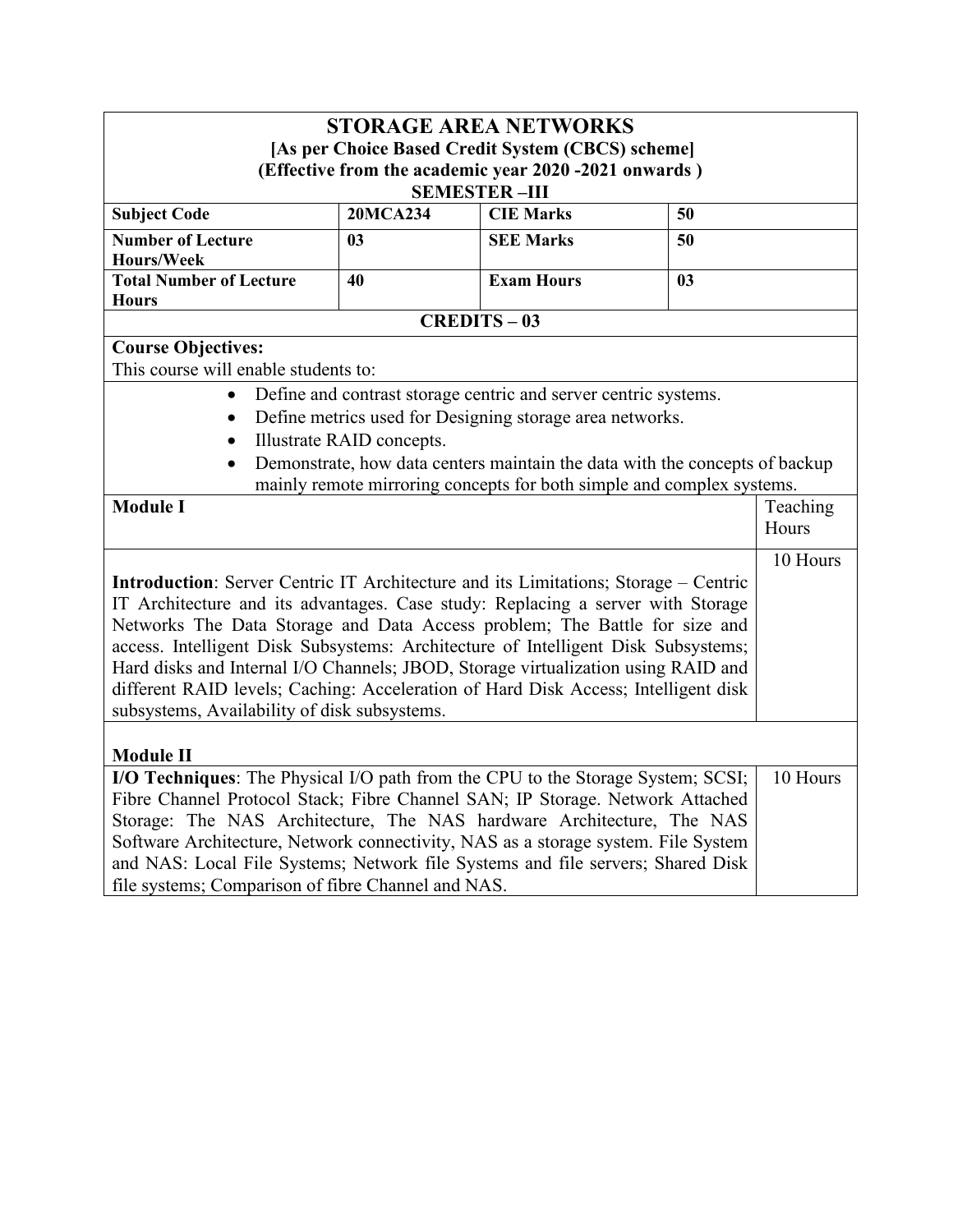# STORAGE AREA NETWORKS

**[As per Choice Based Credit System (CBCS) scheme]**
**(Effective from the academic year 2020 -2021 onwards )**
**SEMESTER –III**

| Subject Code | 20MCA234 | CIE Marks | 50 |
|---|---|---|---|
| Number of Lecture Hours/Week | 03 | SEE Marks | 50 |
| Total Number of Lecture Hours | 40 | Exam Hours | 03 |

**CREDITS – 03**

**Course Objectives:**
This course will enable students to:

- Define and contrast storage centric and server centric systems.
- Define metrics used for Designing storage area networks.
- Illustrate RAID concepts.
- Demonstrate, how data centers maintain the data with the concepts of backup mainly remote mirroring concepts for both simple and complex systems.

| Module I | Teaching Hours |
|---|---|
| **Introduction**: Server Centric IT Architecture and its Limitations; Storage – Centric IT Architecture and its advantages. Case study: Replacing a server with Storage Networks The Data Storage and Data Access problem; The Battle for size and access. Intelligent Disk Subsystems: Architecture of Intelligent Disk Subsystems; Hard disks and Internal I/O Channels; JBOD, Storage virtualization using RAID and different RAID levels; Caching: Acceleration of Hard Disk Access; Intelligent disk subsystems, Availability of disk subsystems. | 10 Hours |
| **Module II** | |
| **I/O Techniques**: The Physical I/O path from the CPU to the Storage System; SCSI; Fibre Channel Protocol Stack; Fibre Channel SAN; IP Storage. Network Attached Storage: The NAS Architecture, The NAS hardware Architecture, The NAS Software Architecture, Network connectivity, NAS as a storage system. File System and NAS: Local File Systems; Network file Systems and file servers; Shared Disk file systems; Comparison of fibre Channel and NAS. | 10 Hours |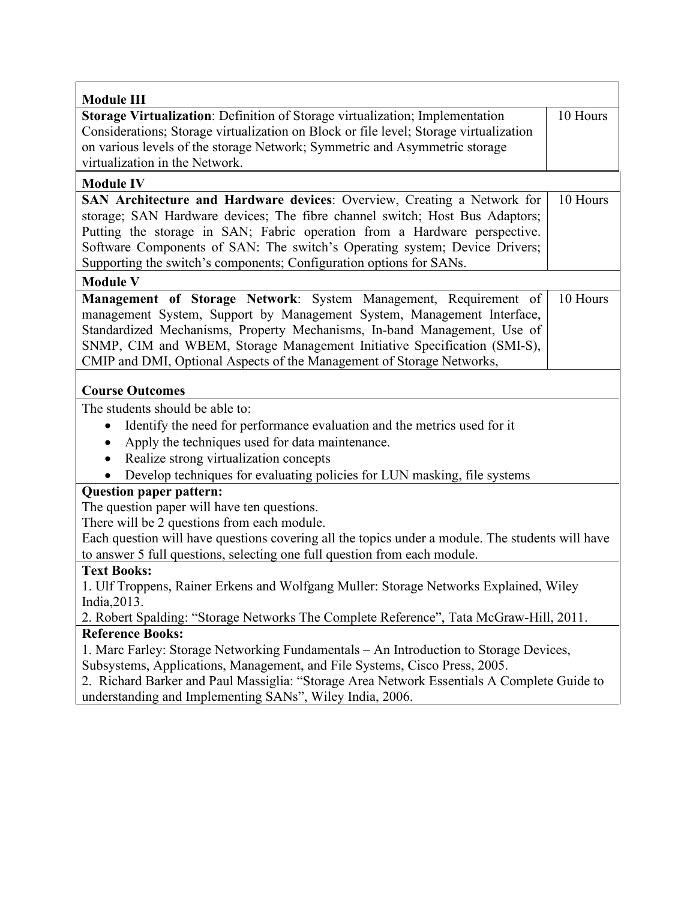| Module III | |
|---|---|
| **Storage Virtualization**: Definition of Storage virtualization; Implementation Considerations; Storage virtualization on Block or file level; Storage virtualization on various levels of the storage Network; Symmetric and Asymmetric storage virtualization in the Network. | 10 Hours |

| Module IV | |
|---|---|
| **SAN Architecture and Hardware devices**: Overview, Creating a Network for storage; SAN Hardware devices; The fibre channel switch; Host Bus Adaptors; Putting the storage in SAN; Fabric operation from a Hardware perspective. Software Components of SAN: The switch's Operating system; Device Drivers; Supporting the switch's components; Configuration options for SANs. | 10 Hours |

| Module V | |
|---|---|
| **Management of Storage Network**: System Management, Requirement of management System, Support by Management System, Management Interface, Standardized Mechanisms, Property Mechanisms, In-band Management, Use of SNMP, CIM and WBEM, Storage Management Initiative Specification (SMI-S), CMIP and DMI, Optional Aspects of the Management of Storage Networks, | 10 Hours |

**Course Outcomes**

The students should be able to:

- Identify the need for performance evaluation and the metrics used for it
- Apply the techniques used for data maintenance.
- Realize strong virtualization concepts
- Develop techniques for evaluating policies for LUN masking, file systems

**Question paper pattern:**

The question paper will have ten questions.

There will be 2 questions from each module.

Each question will have questions covering all the topics under a module. The students will have to answer 5 full questions, selecting one full question from each module.

**Text Books:**

1. Ulf Troppens, Rainer Erkens and Wolfgang Muller: Storage Networks Explained, Wiley India,2013.
2. Robert Spalding: "Storage Networks The Complete Reference", Tata McGraw-Hill, 2011.

**Reference Books:**

1. Marc Farley: Storage Networking Fundamentals – An Introduction to Storage Devices, Subsystems, Applications, Management, and File Systems, Cisco Press, 2005.
2. Richard Barker and Paul Massiglia: "Storage Area Network Essentials A Complete Guide to understanding and Implementing SANs", Wiley India, 2006.